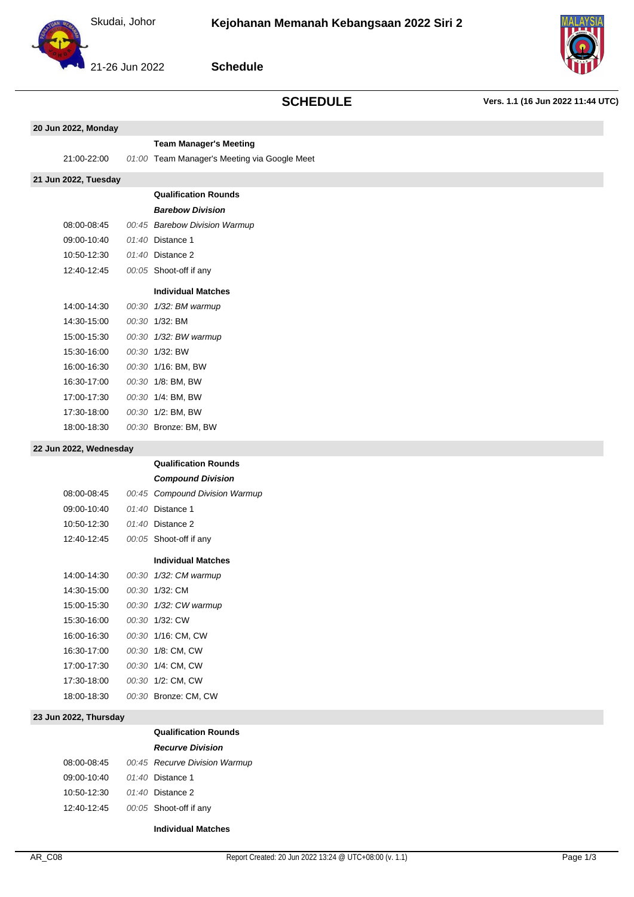# Kejohanan Memanah Kebangsaan 2022 Siri 2

Skudai, Johor

21-26 Jun 2022

## Schedule

## SCHEDULE

**Vers. 1.1 (16 Jun 2022 11:44 UTC)**

### 20 Jun 2022, Monday

| Time | Duration | Event |
|---|---|---|
| | | **Team Manager's Meeting** |
| 21:00-22:00 | *01:00* | Team Manager's Meeting via Google Meet |

### 21 Jun 2022, Tuesday

| Time | Duration | Event |
|---|---|---|
| | | **Qualification Rounds** |
| | | ***Barebow Division*** |
| 08:00-08:45 | *00:45* | *Barebow Division Warmup* |
| 09:00-10:40 | *01:40* | Distance 1 |
| 10:50-12:30 | *01:40* | Distance 2 |
| 12:40-12:45 | *00:05* | Shoot-off if any |
| | | **Individual Matches** |
| 14:00-14:30 | *00:30* | *1/32: BM warmup* |
| 14:30-15:00 | *00:30* | 1/32: BM |
| 15:00-15:30 | *00:30* | *1/32: BW warmup* |
| 15:30-16:00 | *00:30* | 1/32: BW |
| 16:00-16:30 | *00:30* | 1/16: BM, BW |
| 16:30-17:00 | *00:30* | 1/8: BM, BW |
| 17:00-17:30 | *00:30* | 1/4: BM, BW |
| 17:30-18:00 | *00:30* | 1/2: BM, BW |
| 18:00-18:30 | *00:30* | Bronze: BM, BW |

### 22 Jun 2022, Wednesday

| Time | Duration | Event |
|---|---|---|
| | | **Qualification Rounds** |
| | | ***Compound Division*** |
| 08:00-08:45 | *00:45* | *Compound Division Warmup* |
| 09:00-10:40 | *01:40* | Distance 1 |
| 10:50-12:30 | *01:40* | Distance 2 |
| 12:40-12:45 | *00:05* | Shoot-off if any |
| | | **Individual Matches** |
| 14:00-14:30 | *00:30* | *1/32: CM warmup* |
| 14:30-15:00 | *00:30* | 1/32: CM |
| 15:00-15:30 | *00:30* | *1/32: CW warmup* |
| 15:30-16:00 | *00:30* | 1/32: CW |
| 16:00-16:30 | *00:30* | 1/16: CM, CW |
| 16:30-17:00 | *00:30* | 1/8: CM, CW |
| 17:00-17:30 | *00:30* | 1/4: CM, CW |
| 17:30-18:00 | *00:30* | 1/2: CM, CW |
| 18:00-18:30 | *00:30* | Bronze: CM, CW |

### 23 Jun 2022, Thursday

| Time | Duration | Event |
|---|---|---|
| | | **Qualification Rounds** |
| | | ***Recurve Division*** |
| 08:00-08:45 | *00:45* | *Recurve Division Warmup* |
| 09:00-10:40 | *01:40* | Distance 1 |
| 10:50-12:30 | *01:40* | Distance 2 |
| 12:40-12:45 | *00:05* | Shoot-off if any |
| | | **Individual Matches** |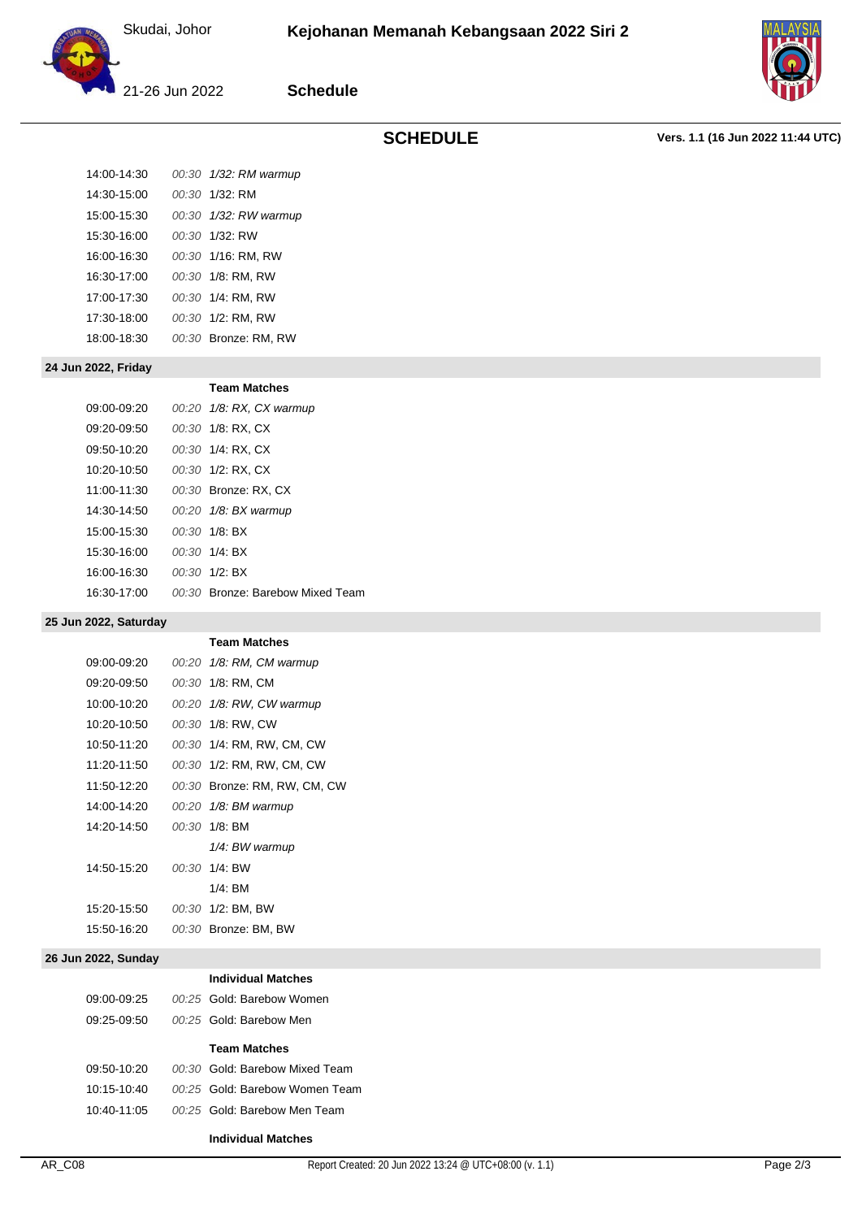## SCHEDULE

Vers. 1.1 (16 Jun 2022 11:44 UTC)

| Time | Duration | Event |
|---|---|---|
| 14:00-14:30 | *00:30* | *1/32: RM warmup* |
| 14:30-15:00 | *00:30* | 1/32: RM |
| 15:00-15:30 | *00:30* | *1/32: RW warmup* |
| 15:30-16:00 | *00:30* | 1/32: RW |
| 16:00-16:30 | *00:30* | 1/16: RM, RW |
| 16:30-17:00 | *00:30* | 1/8: RM, RW |
| 17:00-17:30 | *00:30* | 1/4: RM, RW |
| 17:30-18:00 | *00:30* | 1/2: RM, RW |
| 18:00-18:30 | *00:30* | Bronze: RM, RW |

### 24 Jun 2022, Friday

**Team Matches**

| Time | Duration | Event |
|---|---|---|
| 09:00-09:20 | *00:20* | *1/8: RX, CX warmup* |
| 09:20-09:50 | *00:30* | 1/8: RX, CX |
| 09:50-10:20 | *00:30* | 1/4: RX, CX |
| 10:20-10:50 | *00:30* | 1/2: RX, CX |
| 11:00-11:30 | *00:30* | Bronze: RX, CX |
| 14:30-14:50 | *00:20* | *1/8: BX warmup* |
| 15:00-15:30 | *00:30* | 1/8: BX |
| 15:30-16:00 | *00:30* | 1/4: BX |
| 16:00-16:30 | *00:30* | 1/2: BX |
| 16:30-17:00 | *00:30* | Bronze: Barebow Mixed Team |

### 25 Jun 2022, Saturday

**Team Matches**

| Time | Duration | Event |
|---|---|---|
| 09:00-09:20 | *00:20* | *1/8: RM, CM warmup* |
| 09:20-09:50 | *00:30* | 1/8: RM, CM |
| 10:00-10:20 | *00:20* | *1/8: RW, CW warmup* |
| 10:20-10:50 | *00:30* | 1/8: RW, CW |
| 10:50-11:20 | *00:30* | 1/4: RM, RW, CM, CW |
| 11:20-11:50 | *00:30* | 1/2: RM, RW, CM, CW |
| 11:50-12:20 | *00:30* | Bronze: RM, RW, CM, CW |
| 14:00-14:20 | *00:20* | *1/8: BM warmup* |
| 14:20-14:50 | *00:30* | 1/8: BM |
| | | *1/4: BW warmup* |
| 14:50-15:20 | *00:30* | 1/4: BW |
| | | 1/4: BM |
| 15:20-15:50 | *00:30* | 1/2: BM, BW |
| 15:50-16:20 | *00:30* | Bronze: BM, BW |

### 26 Jun 2022, Sunday

**Individual Matches**

| Time | Duration | Event |
|---|---|---|
| 09:00-09:25 | *00:25* | Gold: Barebow Women |
| 09:25-09:50 | *00:25* | Gold: Barebow Men |

**Team Matches**

| Time | Duration | Event |
|---|---|---|
| 09:50-10:20 | *00:30* | Gold: Barebow Mixed Team |
| 10:15-10:40 | *00:25* | Gold: Barebow Women Team |
| 10:40-11:05 | *00:25* | Gold: Barebow Men Team |

**Individual Matches**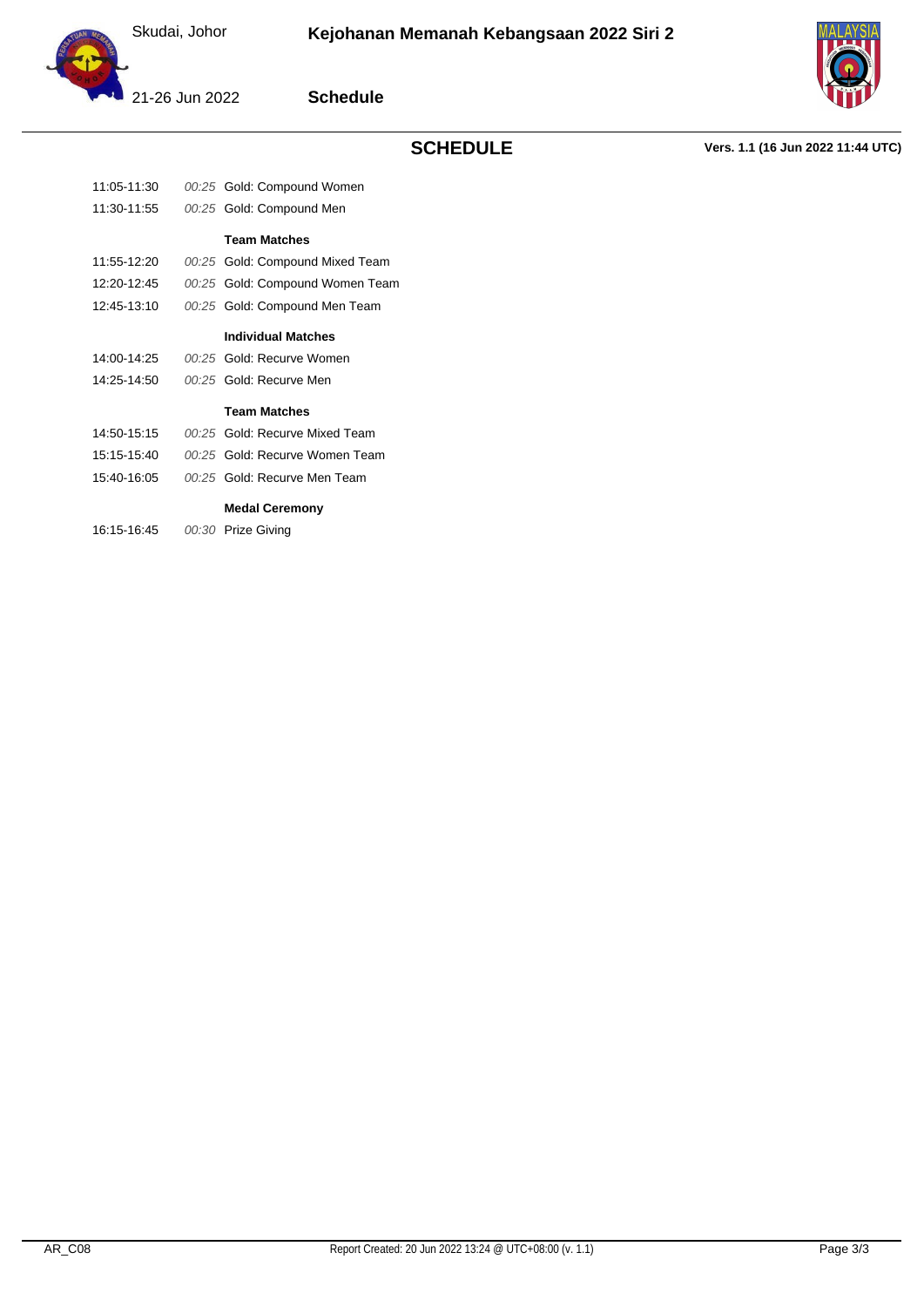## SCHEDULE

Vers. 1.1 (16 Jun 2022 11:44 UTC)

| | | |
|---|---|---|
| 11:05-11:30 | *00:25* | Gold: Compound Women |
| 11:30-11:55 | *00:25* | Gold: Compound Men |
| | | **Team Matches** |
| 11:55-12:20 | *00:25* | Gold: Compound Mixed Team |
| 12:20-12:45 | *00:25* | Gold: Compound Women Team |
| 12:45-13:10 | *00:25* | Gold: Compound Men Team |
| | | **Individual Matches** |
| 14:00-14:25 | *00:25* | Gold: Recurve Women |
| 14:25-14:50 | *00:25* | Gold: Recurve Men |
| | | **Team Matches** |
| 14:50-15:15 | *00:25* | Gold: Recurve Mixed Team |
| 15:15-15:40 | *00:25* | Gold: Recurve Women Team |
| 15:40-16:05 | *00:25* | Gold: Recurve Men Team |
| | | **Medal Ceremony** |
| 16:15-16:45 | *00:30* | Prize Giving |